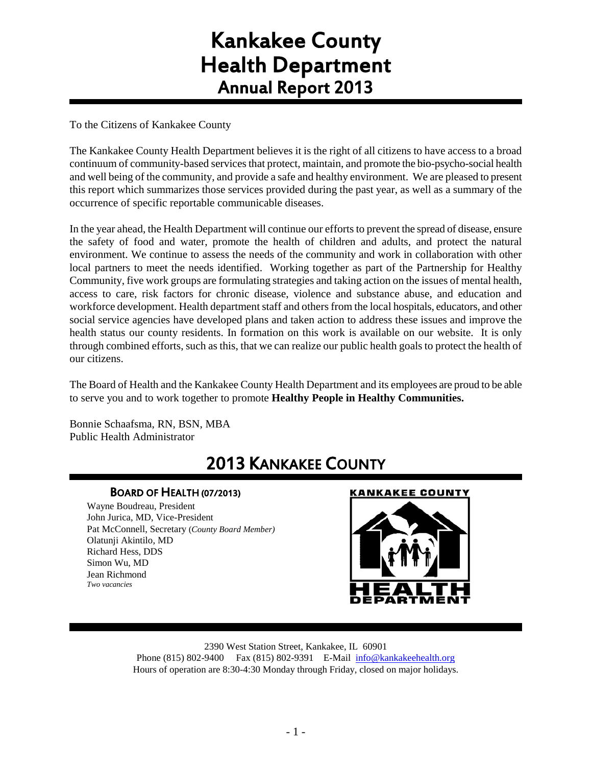# Kankakee County Health Department

## Annual Report 2013

To the Citizens of Kankakee County

The Kankakee County Health Department believes it is the right of all citizens to have access to a broad continuum of community-based services that protect, maintain, and promote the bio-psycho-social health and well being of the community, and provide a safe and healthy environment. We are pleased to present this report which summarizes those services provided during the past year, as well as a summary of the occurrence of specific reportable communicable diseases.

In the year ahead, the Health Department will continue our efforts to prevent the spread of disease, ensure the safety of food and water, promote the health of children and adults, and protect the natural environment. We continue to assess the needs of the community and work in collaboration with other local partners to meet the needs identified. Working together as part of the Partnership for Healthy Community, five work groups are formulating strategies and taking action on the issues of mental health, access to care, risk factors for chronic disease, violence and substance abuse, and education and workforce development. Health department staff and others from the local hospitals, educators, and other social service agencies have developed plans and taken action to address these issues and improve the health status our county residents. In formation on this work is available on our website. It is only through combined efforts, such as this, that we can realize our public health goals to protect the health of our citizens.

The Board of Health and the Kankakee County Health Department and its employees are proud to be able to serve you and to work together to promote **Healthy People in Healthy Communities.**

Bonnie Schaafsma, RN, BSN, MBA
Public Health Administrator

## 2013 Kankakee County

### Board of Health (07/2013)

Wayne Boudreau, President
John Jurica, MD, Vice-President
Pat McConnell, Secretary (*County Board Member*)
Olatunji Akintilo, MD
Richard Hess, DDS
Simon Wu, MD
Jean Richmond
*Two vacancies*

KANKAKEE COUNTY HEALTH DEPARTMENT

2390 West Station Street, Kankakee, IL 60901
Phone (815) 802-9400 Fax (815) 802-9391 E-Mail info@kankakeehealth.org
Hours of operation are 8:30-4:30 Monday through Friday, closed on major holidays.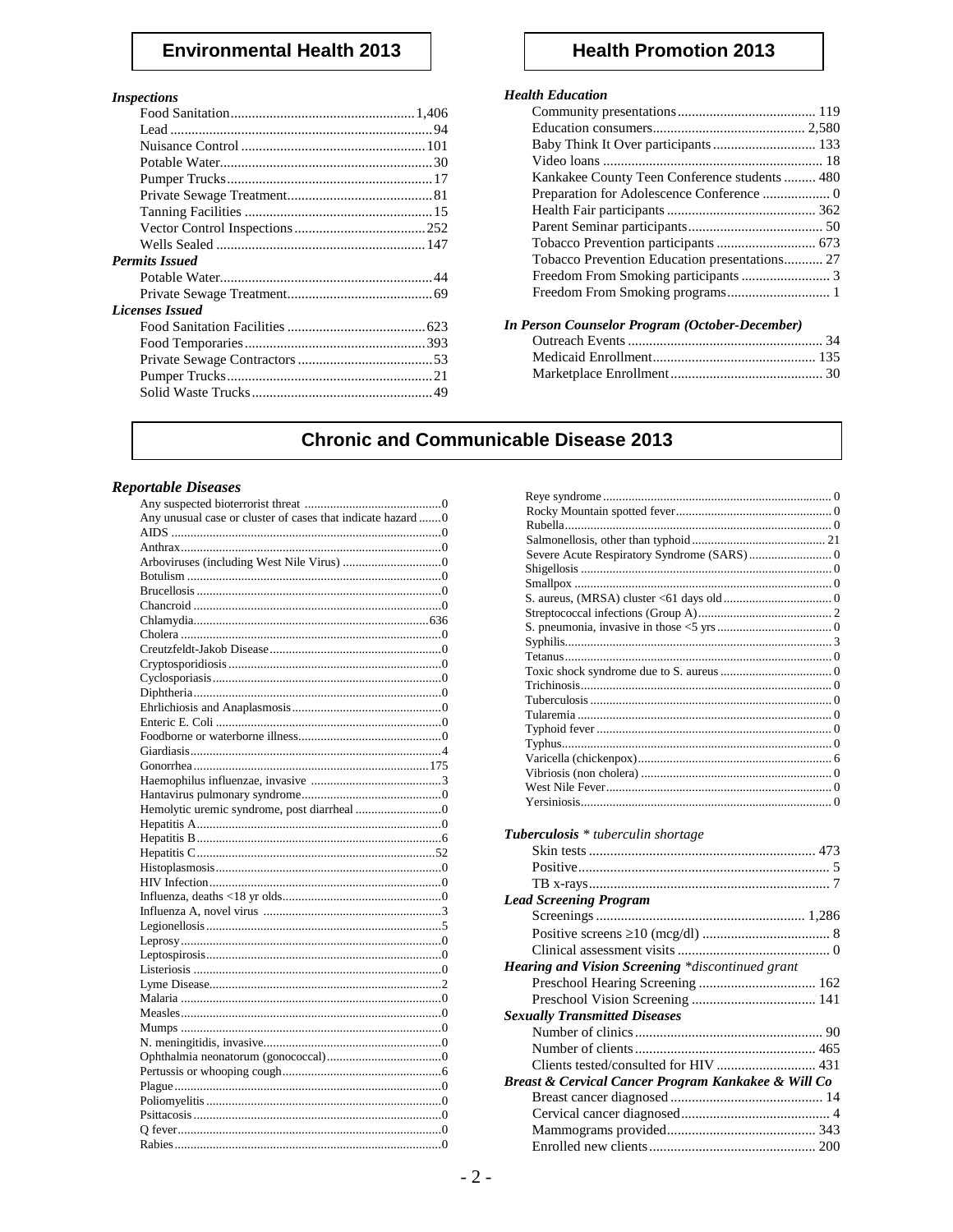## Environmental Health 2013

| ***Inspections*** | |
|---|---|
| Food Sanitation | 1,406 |
| Lead | 94 |
| Nuisance Control | 101 |
| Potable Water | 30 |
| Pumper Trucks | 17 |
| Private Sewage Treatment | 81 |
| Tanning Facilities | 15 |
| Vector Control Inspections | 252 |
| Wells Sealed | 147 |
| ***Permits Issued*** | |
| Potable Water | 44 |
| Private Sewage Treatment | 69 |
| ***Licenses Issued*** | |
| Food Sanitation Facilities | 623 |
| Food Temporaries | 393 |
| Private Sewage Contractors | 53 |
| Pumper Trucks | 21 |
| Solid Waste Trucks | 49 |

## Health Promotion 2013

| ***Health Education*** | |
|---|---|
| Community presentations | 119 |
| Education consumers | 2,580 |
| Baby Think It Over participants | 133 |
| Video loans | 18 |
| Kankakee County Teen Conference students | 480 |
| Preparation for Adolescence Conference | 0 |
| Health Fair participants | 362 |
| Parent Seminar participants | 50 |
| Tobacco Prevention participants | 673 |
| Tobacco Prevention Education presentations | 27 |
| Freedom From Smoking participants | 3 |
| Freedom From Smoking programs | 1 |

| ***In Person Counselor Program (October-December)*** | |
|---|---|
| Outreach Events | 34 |
| Medicaid Enrollment | 135 |
| Marketplace Enrollment | 30 |

## Chronic and Communicable Disease 2013

| ***Reportable Diseases*** | |
|---|---|
| Any suspected bioterrorist threat | 0 |
| Any unusual case or cluster of cases that indicate hazard | 0 |
| AIDS | 0 |
| Anthrax | 0 |
| Arboviruses (including West Nile Virus) | 0 |
| Botulism | 0 |
| Brucellosis | 0 |
| Chancroid | 0 |
| Chlamydia | 636 |
| Cholera | 0 |
| Creutzfeldt-Jakob Disease | 0 |
| Cryptosporidiosis | 0 |
| Cyclosporiasis | 0 |
| Diphtheria | 0 |
| Ehrlichiosis and Anaplasmosis | 0 |
| Enteric E. Coli | 0 |
| Foodborne or waterborne illness | 0 |
| Giardiasis | 4 |
| Gonorrhea | 175 |
| Haemophilus influenzae, invasive | 3 |
| Hantavirus pulmonary syndrome | 0 |
| Hemolytic uremic syndrome, post diarrheal | 0 |
| Hepatitis A | 0 |
| Hepatitis B | 6 |
| Hepatitis C | 52 |
| Histoplasmosis | 0 |
| HIV Infection | 0 |
| Influenza, deaths <18 yr olds | 0 |
| Influenza A, novel virus | 3 |
| Legionellosis | 5 |
| Leprosy | 0 |
| Leptospirosis | 0 |
| Listeriosis | 0 |
| Lyme Disease | 2 |
| Malaria | 0 |
| Measles | 0 |
| Mumps | 0 |
| N. meningitidis, invasive | 0 |
| Ophthalmia neonatorum (gonococcal) | 0 |
| Pertussis or whooping cough | 6 |
| Plague | 0 |
| Poliomyelitis | 0 |
| Psittacosis | 0 |
| Q fever | 0 |
| Rabies | 0 |
| Reye syndrome | 0 |
| Rocky Mountain spotted fever | 0 |
| Rubella | 0 |
| Salmonellosis, other than typhoid | 21 |
| Severe Acute Respiratory Syndrome (SARS) | 0 |
| Shigellosis | 0 |
| Smallpox | 0 |
| S. aureus, (MRSA) cluster <61 days old | 0 |
| Streptococcal infections (Group A) | 2 |
| S. pneumonia, invasive in those <5 yrs | 0 |
| Syphilis | 3 |
| Tetanus | 0 |
| Toxic shock syndrome due to S. aureus | 0 |
| Trichinosis | 0 |
| Tuberculosis | 0 |
| Tularemia | 0 |
| Typhoid fever | 0 |
| Typhus | 0 |
| Varicella (chickenpox) | 6 |
| Vibriosis (non cholera) | 0 |
| West Nile Fever | 0 |
| Yersiniosis | 0 |

| ***Tuberculosis*** *\* tuberculin shortage* | |
|---|---|
| Skin tests | 473 |
| Positive | 5 |
| TB x-rays | 7 |
| ***Lead Screening Program*** | |
| Screenings | 1,286 |
| Positive screens ≥10 (mcg/dl) | 8 |
| Clinical assessment visits | 0 |
| ***Hearing and Vision Screening*** *\*discontinued grant* | |
| Preschool Hearing Screening | 162 |
| Preschool Vision Screening | 141 |
| ***Sexually Transmitted Diseases*** | |
| Number of clinics | 90 |
| Number of clients | 465 |
| Clients tested/consulted for HIV | 431 |
| ***Breast & Cervical Cancer Program Kankakee & Will Co*** | |
| Breast cancer diagnosed | 14 |
| Cervical cancer diagnosed | 4 |
| Mammograms provided | 343 |
| Enrolled new clients | 200 |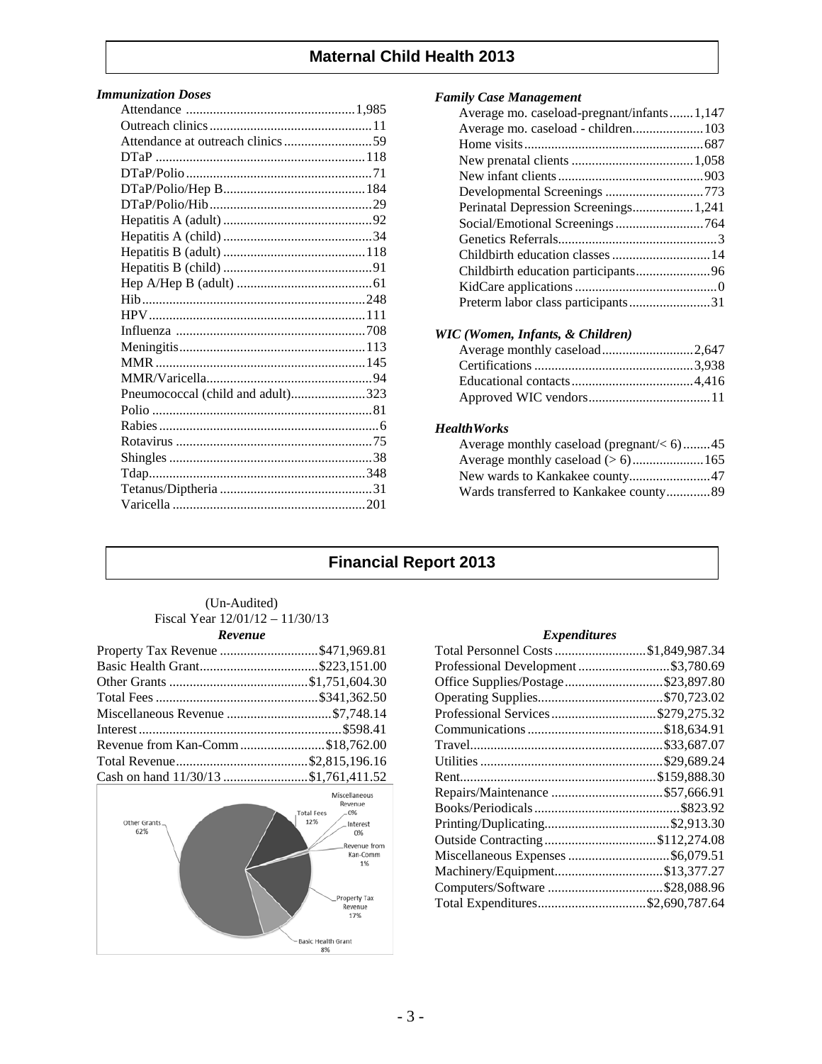## Maternal Child Health 2013

### *Immunization Doses*

| Item | Count |
|---|---|
| Attendance | 1,985 |
| Outreach clinics | 11 |
| Attendance at outreach clinics | 59 |
| DTaP | 118 |
| DTaP/Polio | 71 |
| DTaP/Polio/Hep B | 184 |
| DTaP/Polio/Hib | 29 |
| Hepatitis A (adult) | 92 |
| Hepatitis A (child) | 34 |
| Hepatitis B (adult) | 118 |
| Hepatitis B (child) | 91 |
| Hep A/Hep B (adult) | 61 |
| Hib | 248 |
| HPV | 111 |
| Influenza | 708 |
| Meningitis | 113 |
| MMR | 145 |
| MMR/Varicella | 94 |
| Pneumococcal (child and adult) | 323 |
| Polio | 81 |
| Rabies | 6 |
| Rotavirus | 75 |
| Shingles | 38 |
| Tdap | 348 |
| Tetanus/Diptheria | 31 |
| Varicella | 201 |

### *Family Case Management*

| Item | Count |
|---|---|
| Average mo. caseload-pregnant/infants | 1,147 |
| Average mo. caseload - children | 103 |
| Home visits | 687 |
| New prenatal clients | 1,058 |
| New infant clients | 903 |
| Developmental Screenings | 773 |
| Perinatal Depression Screenings | 1,241 |
| Social/Emotional Screenings | 764 |
| Genetics Referrals | 3 |
| Childbirth education classes | 14 |
| Childbirth education participants | 96 |
| KidCare applications | 0 |
| Preterm labor class participants | 31 |

### *WIC (Women, Infants, & Children)*

| Item | Count |
|---|---|
| Average monthly caseload | 2,647 |
| Certifications | 3,938 |
| Educational contacts | 4,416 |
| Approved WIC vendors | 11 |

### *HealthWorks*

| Item | Count |
|---|---|
| Average monthly caseload (pregnant/< 6) | 45 |
| Average monthly caseload (> 6) | 165 |
| New wards to Kankakee county | 47 |
| Wards transferred to Kankakee county | 89 |

## Financial Report 2013

(Un-Audited)
Fiscal Year 12/01/12 – 11/30/13

### *Revenue*

| Item | Amount |
|---|---|
| Property Tax Revenue | $471,969.81 |
| Basic Health Grant | $223,151.00 |
| Other Grants | $1,751,604.30 |
| Total Fees | $341,362.50 |
| Miscellaneous Revenue | $7,748.14 |
| Interest | $598.41 |
| Revenue from Kan-Comm | $18,762.00 |
| Total Revenue | $2,815,196.16 |
| Cash on hand 11/30/13 | $1,761,411.52 |

Other Grants 62%; Total Fees 12%; Miscellaneous Revenue 0%; Interest 0%; Revenue from Kan-Comm 1%; Property Tax Revenue 17%; Basic Health Grant 8%

### *Expenditures*

| Item | Amount |
|---|---|
| Total Personnel Costs | $1,849,987.34 |
| Professional Development | $3,780.69 |
| Office Supplies/Postage | $23,897.80 |
| Operating Supplies | $70,723.02 |
| Professional Services | $279,275.32 |
| Communications | $18,634.91 |
| Travel | $33,687.07 |
| Utilities | $29,689.24 |
| Rent | $159,888.30 |
| Repairs/Maintenance | $57,666.91 |
| Books/Periodicals | $823.92 |
| Printing/Duplicating | $2,913.30 |
| Outside Contracting | $112,274.08 |
| Miscellaneous Expenses | $6,079.51 |
| Machinery/Equipment | $13,377.27 |
| Computers/Software | $28,088.96 |
| Total Expenditures | $2,690,787.64 |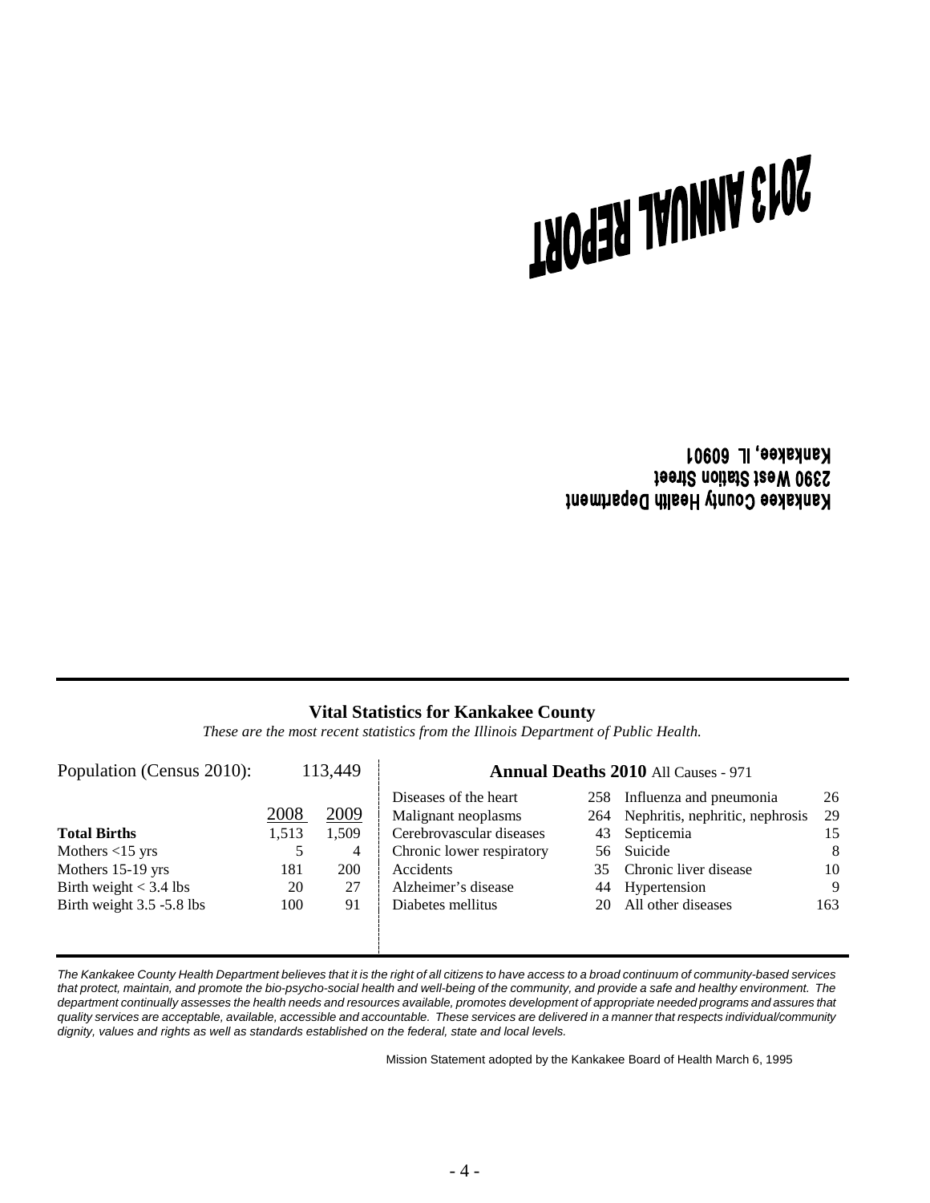# 2013 ANNUAL REPORT

**Kankakee County Health Department**
**2390 West Station Street**
**Kankakee, IL 60901**

## Vital Statistics for Kankakee County

*These are the most recent statistics from the Illinois Department of Public Health.*

| Population (Census 2010): | | 113,449 |
|---|---|---|
| | 2008 | 2009 |
| **Total Births** | 1,513 | 1,509 |
| Mothers <15 yrs | 5 | 4 |
| Mothers 15-19 yrs | 181 | 200 |
| Birth weight < 3.4 lbs | 20 | 27 |
| Birth weight 3.5 -5.8 lbs | 100 | 91 |

**Annual Deaths 2010** All Causes - 971

| | | | |
|---|---|---|---|
| Diseases of the heart | 258 | Influenza and pneumonia | 26 |
| Malignant neoplasms | 264 | Nephritis, nephritic, nephrosis | 29 |
| Cerebrovascular diseases | 43 | Septicemia | 15 |
| Chronic lower respiratory | 56 | Suicide | 8 |
| Accidents | 35 | Chronic liver disease | 10 |
| Alzheimer's disease | 44 | Hypertension | 9 |
| Diabetes mellitus | 20 | All other diseases | 163 |

*The Kankakee County Health Department believes that it is the right of all citizens to have access to a broad continuum of community-based services that protect, maintain, and promote the bio-psycho-social health and well-being of the community, and provide a safe and healthy environment. The department continually assesses the health needs and resources available, promotes development of appropriate needed programs and assures that quality services are acceptable, available, accessible and accountable. These services are delivered in a manner that respects individual/community dignity, values and rights as well as standards established on the federal, state and local levels.*

Mission Statement adopted by the Kankakee Board of Health March 6, 1995